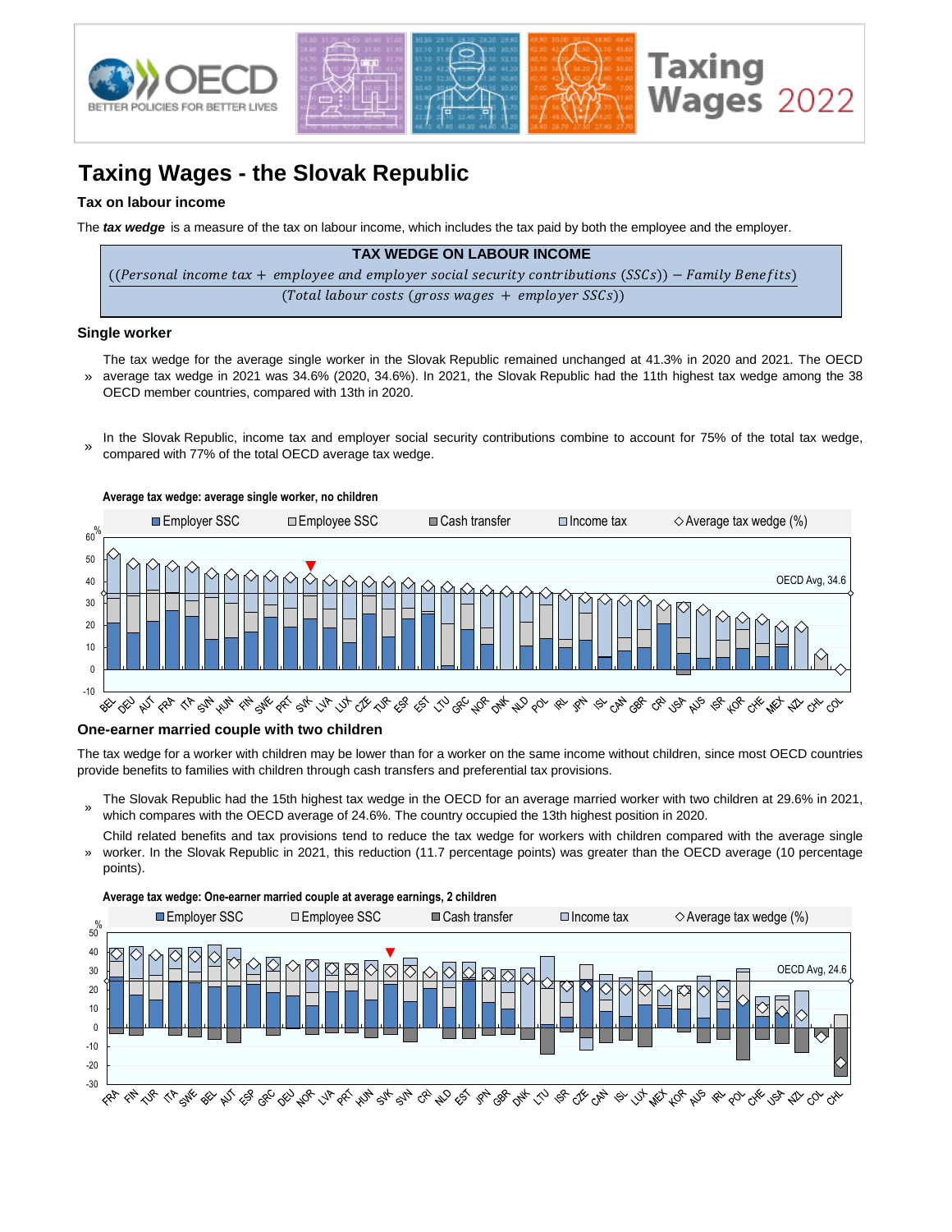# Taxing Wages - the Slovak Republic

### Tax on labour income

The ***tax wedge*** is a measure of the tax on labour income, which includes the tax paid by both the employee and the employer.

**TAX WEDGE ON LABOUR INCOME**

$$\frac{((Personal\ income\ tax + employee\ and\ employer\ social\ security\ contributions\ (SSCs)) - Family\ Benefits)}{(Total\ labour\ costs\ (gross\ wages + employer\ SSCs))}$$

### Single worker

» The tax wedge for the average single worker in the Slovak Republic remained unchanged at 41.3% in 2020 and 2021. The OECD average tax wedge in 2021 was 34.6% (2020, 34.6%). In 2021, the Slovak Republic had the 11th highest tax wedge among the 38 OECD member countries, compared with 13th in 2020.

» In the Slovak Republic, income tax and employer social security contributions combine to account for 75% of the total tax wedge, compared with 77% of the total OECD average tax wedge.

**Average tax wedge: average single worker, no children**

### One-earner married couple with two children

The tax wedge for a worker with children may be lower than for a worker on the same income without children, since most OECD countries provide benefits to families with children through cash transfers and preferential tax provisions.

» The Slovak Republic had the 15th highest tax wedge in the OECD for an average married worker with two children at 29.6% in 2021, which compares with the OECD average of 24.6%. The country occupied the 13th highest position in 2020.

» Child related benefits and tax provisions tend to reduce the tax wedge for workers with children compared with the average single worker. In the Slovak Republic in 2021, this reduction (11.7 percentage points) was greater than the OECD average (10 percentage points).

**Average tax wedge: One-earner married couple at average earnings, 2 children**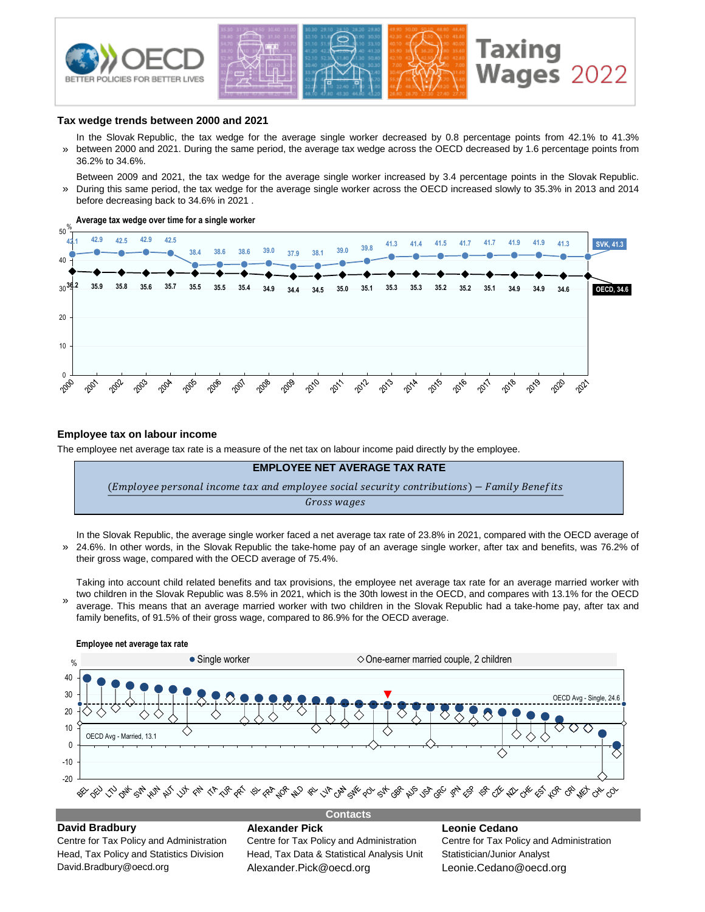## Tax wedge trends between 2000 and 2021

» In the Slovak Republic, the tax wedge for the average single worker decreased by 0.8 percentage points from 42.1% to 41.3% between 2000 and 2021. During the same period, the average tax wedge across the OECD decreased by 1.6 percentage points from 36.2% to 34.6%.

» Between 2009 and 2021, the tax wedge for the average single worker increased by 3.4 percentage points in the Slovak Republic. During this same period, the tax wedge for the average single worker across the OECD increased slowly to 35.3% in 2013 and 2014 before decreasing back to 34.6% in 2021 .

**Average tax wedge over time for a single worker**

%

50
40
30
20
10
0

42.1 42.9 42.5 42.9 42.5 38.4 38.6 38.6 39.0 37.9 38.1 39.0 39.8 41.3 41.4 41.5 41.7 41.7 41.9 41.9 41.3

36.2 35.9 35.8 35.6 35.7 35.5 35.5 35.4 34.9 34.4 34.5 35.0 35.1 35.3 35.3 35.2 35.2 35.1 34.9 34.9 34.6

SVK, 41.3

OECD, 34.6

2000 2001 2002 2003 2004 2005 2006 2007 2008 2009 2010 2011 2012 2013 2014 2015 2016 2017 2018 2019 2020 2021

## Employee tax on labour income

The employee net average tax rate is a measure of the net tax on labour income paid directly by the employee.

**EMPLOYEE NET AVERAGE TAX RATE**

$$\frac{(Employee\ personal\ income\ tax\ and\ employee\ social\ security\ contributions) - Family\ Benefits}{Gross\ wages}$$

» In the Slovak Republic, the average single worker faced a net average tax rate of 23.8% in 2021, compared with the OECD average of 24.6%. In other words, in the Slovak Republic the take-home pay of an average single worker, after tax and benefits, was 76.2% of their gross wage, compared with the OECD average of 75.4%.

» Taking into account child related benefits and tax provisions, the employee net average tax rate for an average married worker with two children in the Slovak Republic was 8.5% in 2021, which is the 30th lowest in the OECD, and compares with 13.1% for the OECD average. This means that an average married worker with two children in the Slovak Republic had a take-home pay, after tax and family benefits, of 91.5% of their gross wage, compared to 86.9% for the OECD average.

**Employee net average tax rate**

● Single worker ◇ One-earner married couple, 2 children

%

40
30
20
10
0
-10
-20

OECD Avg - Single, 24.6

OECD Avg - Married, 13.1

BEL DEU LTU DNK SVN HUN AUT LUX FIN ITA TUR PRT ISL FRA NOR NLD IRL LVA CAN SWE POL SVK GBR AUS USA GRC JPN ESP ISR CZE NZL CHE EST KOR CRI MEX CHL COL

## Contacts

**David Bradbury**
Centre for Tax Policy and Administration
Head, Tax Policy and Statistics Division
David.Bradbury@oecd.org

**Alexander Pick**
Centre for Tax Policy and Administration
Head, Tax Data & Statistical Analysis Unit
Alexander.Pick@oecd.org

**Leonie Cedano**
Centre for Tax Policy and Administration
Statistician/Junior Analyst
Leonie.Cedano@oecd.org